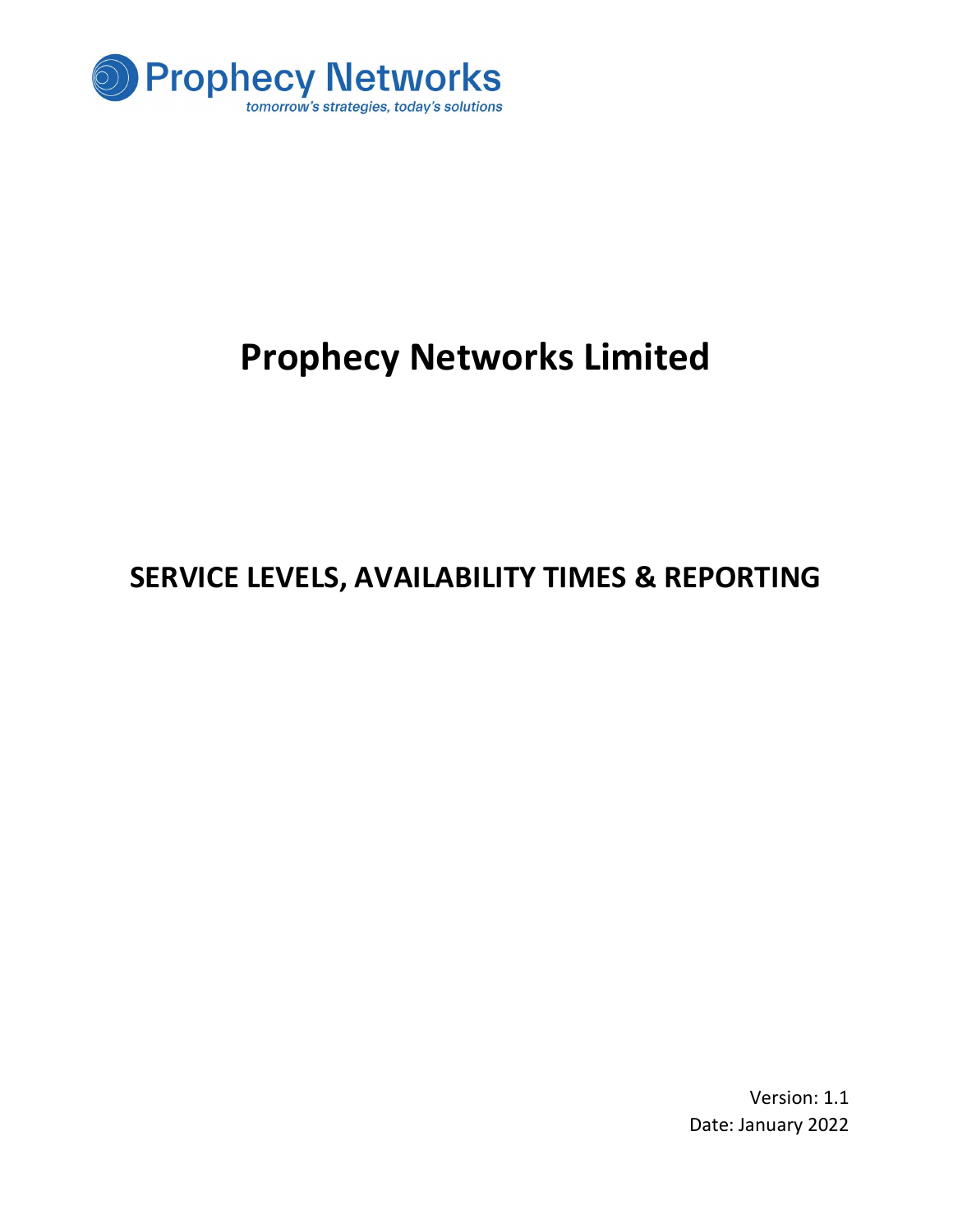Prophecy Networks

*tomorrow's strategies, today's solutions*

# Prophecy Networks Limited

## SERVICE LEVELS, AVAILABILITY TIMES & REPORTING

Version: 1.1

Date: January 2022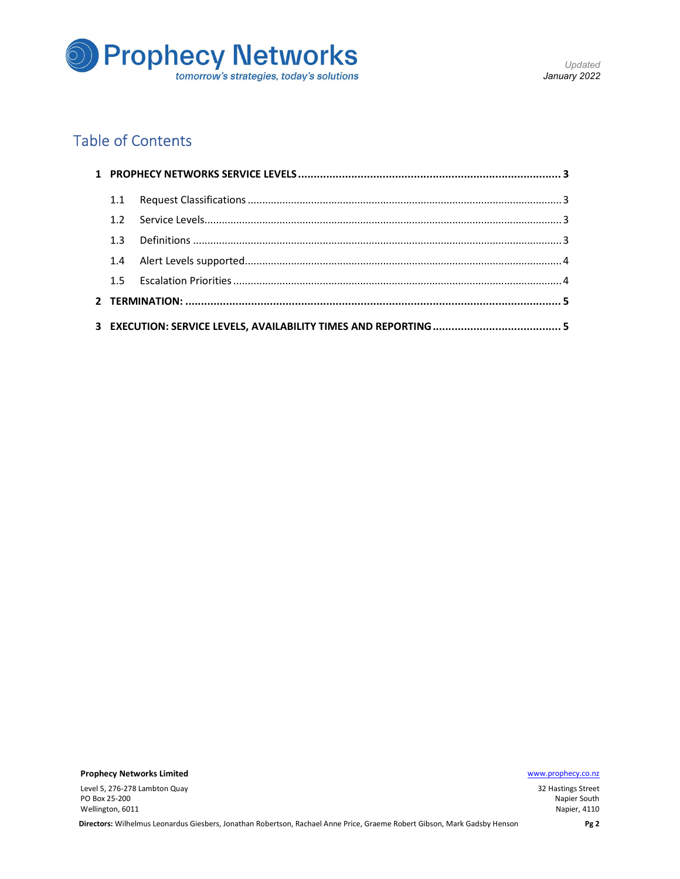# Table of Contents

**1 PROPHECY NETWORKS SERVICE LEVELS ........................................................................ 3**

1.1 Request Classifications ........................................................................................... 3

1.2 Service Levels.......................................................................................................... 3

1.3 Definitions .............................................................................................................. 3

1.4 Alert Levels supported............................................................................................ 4

1.5 Escalation Priorities ................................................................................................ 4

**2 TERMINATION: ........................................................................................................ 5**

**3 EXECUTION: SERVICE LEVELS, AVAILABILITY TIMES AND REPORTING ........................................ 5**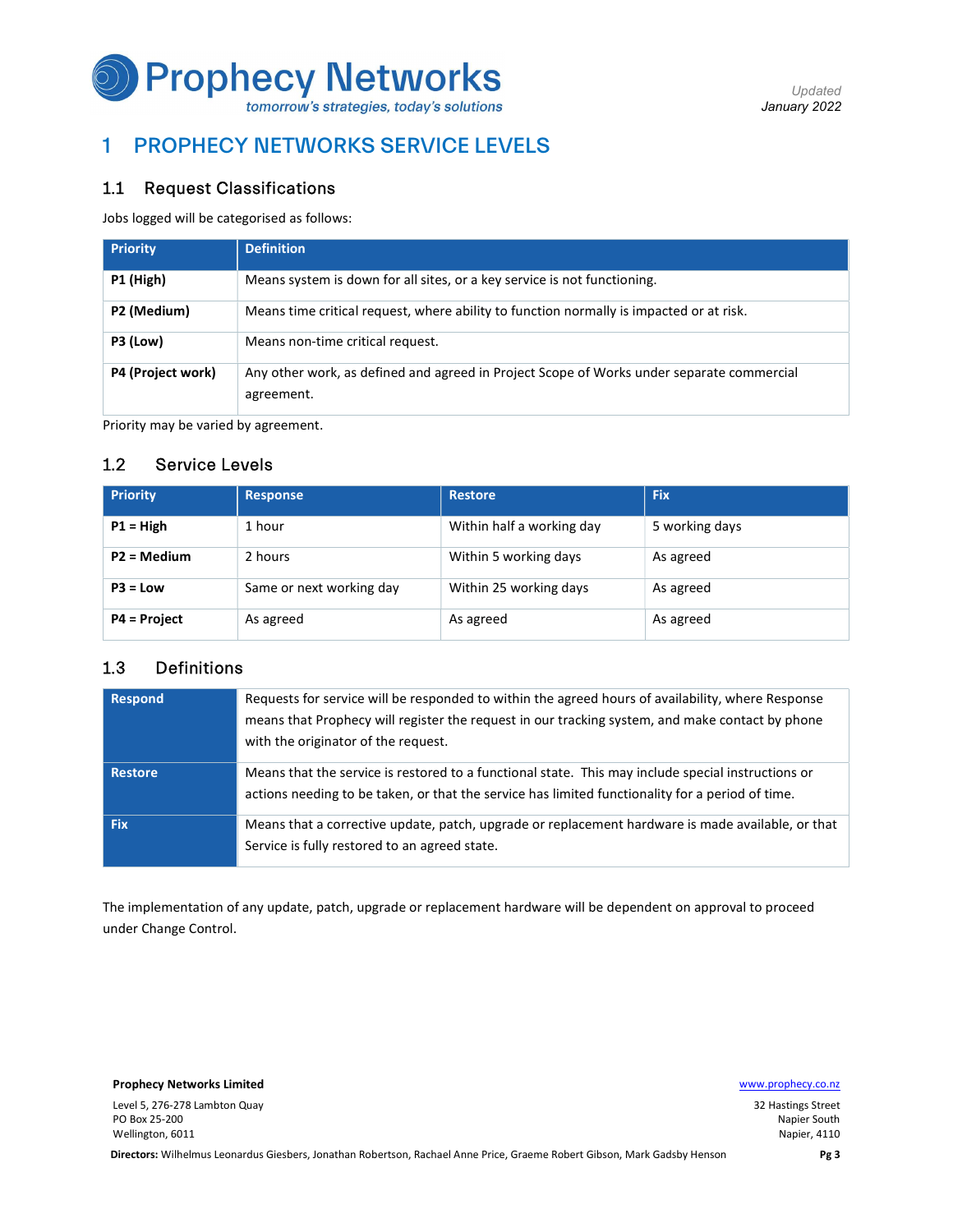# 1 PROPHECY NETWORKS SERVICE LEVELS

## 1.1 Request Classifications

Jobs logged will be categorised as follows:

| Priority | Definition |
|---|---|
| **P1 (High)** | Means system is down for all sites, or a key service is not functioning. |
| **P2 (Medium)** | Means time critical request, where ability to function normally is impacted or at risk. |
| **P3 (Low)** | Means non-time critical request. |
| **P4 (Project work)** | Any other work, as defined and agreed in Project Scope of Works under separate commercial agreement. |

Priority may be varied by agreement.

## 1.2 Service Levels

| Priority | Response | Restore | Fix |
|---|---|---|---|
| **P1 = High** | 1 hour | Within half a working day | 5 working days |
| **P2 = Medium** | 2 hours | Within 5 working days | As agreed |
| **P3 = Low** | Same or next working day | Within 25 working days | As agreed |
| **P4 = Project** | As agreed | As agreed | As agreed |

## 1.3 Definitions

| | |
|---|---|
| **Respond** | Requests for service will be responded to within the agreed hours of availability, where Response means that Prophecy will register the request in our tracking system, and make contact by phone with the originator of the request. |
| **Restore** | Means that the service is restored to a functional state. This may include special instructions or actions needing to be taken, or that the service has limited functionality for a period of time. |
| **Fix** | Means that a corrective update, patch, upgrade or replacement hardware is made available, or that Service is fully restored to an agreed state. |

The implementation of any update, patch, upgrade or replacement hardware will be dependent on approval to proceed under Change Control.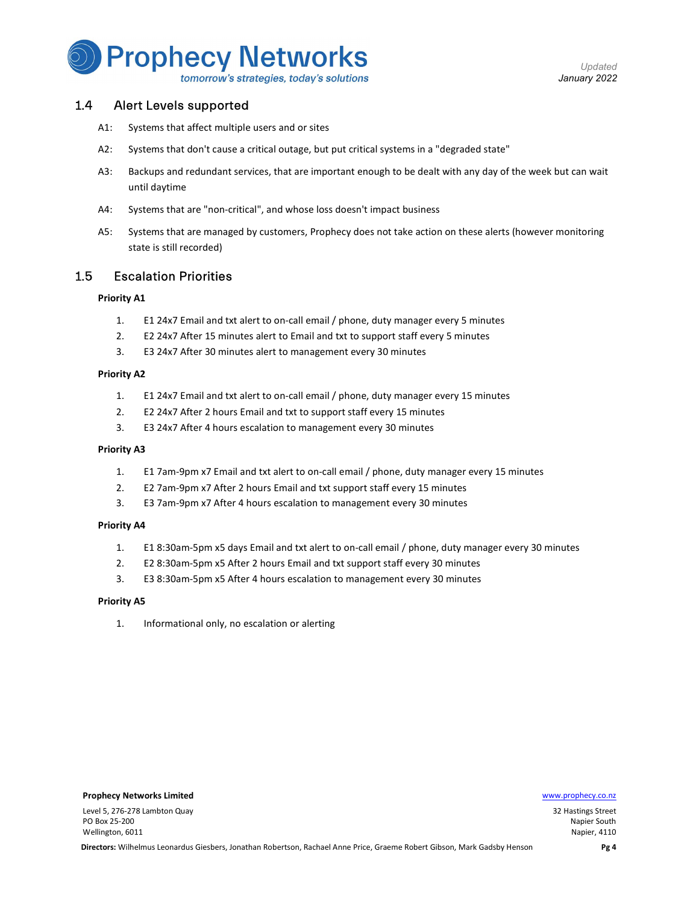## 1.4 Alert Levels supported

A1: Systems that affect multiple users and or sites

A2: Systems that don't cause a critical outage, but put critical systems in a "degraded state"

A3: Backups and redundant services, that are important enough to be dealt with any day of the week but can wait until daytime

A4: Systems that are "non-critical", and whose loss doesn't impact business

A5: Systems that are managed by customers, Prophecy does not take action on these alerts (however monitoring state is still recorded)

## 1.5 Escalation Priorities

**Priority A1**

1. E1 24x7 Email and txt alert to on-call email / phone, duty manager every 5 minutes
2. E2 24x7 After 15 minutes alert to Email and txt to support staff every 5 minutes
3. E3 24x7 After 30 minutes alert to management every 30 minutes

**Priority A2**

1. E1 24x7 Email and txt alert to on-call email / phone, duty manager every 15 minutes
2. E2 24x7 After 2 hours Email and txt to support staff every 15 minutes
3. E3 24x7 After 4 hours escalation to management every 30 minutes

**Priority A3**

1. E1 7am-9pm x7 Email and txt alert to on-call email / phone, duty manager every 15 minutes
2. E2 7am-9pm x7 After 2 hours Email and txt support staff every 15 minutes
3. E3 7am-9pm x7 After 4 hours escalation to management every 30 minutes

**Priority A4**

1. E1 8:30am-5pm x5 days Email and txt alert to on-call email / phone, duty manager every 30 minutes
2. E2 8:30am-5pm x5 After 2 hours Email and txt support staff every 30 minutes
3. E3 8:30am-5pm x5 After 4 hours escalation to management every 30 minutes

**Priority A5**

1. Informational only, no escalation or alerting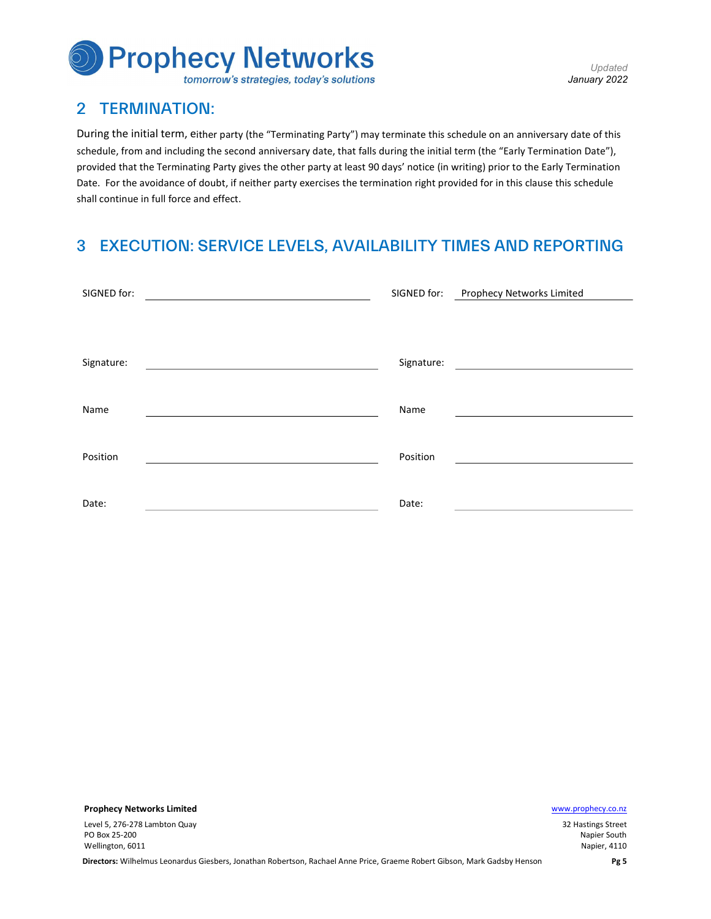## 2 TERMINATION:

During the initial term, either party (the "Terminating Party") may terminate this schedule on an anniversary date of this schedule, from and including the second anniversary date, that falls during the initial term (the "Early Termination Date"), provided that the Terminating Party gives the other party at least 90 days' notice (in writing) prior to the Early Termination Date. For the avoidance of doubt, if neither party exercises the termination right provided for in this clause this schedule shall continue in full force and effect.

## 3 EXECUTION: SERVICE LEVELS, AVAILABILITY TIMES AND REPORTING

| | | | |
|---|---|---|---|
| SIGNED for: | ______________________ | SIGNED for: | Prophecy Networks Limited |
| Signature: | ______________________ | Signature: | ______________________ |
| Name | ______________________ | Name | ______________________ |
| Position | ______________________ | Position | ______________________ |
| Date: | ______________________ | Date: | ______________________ |